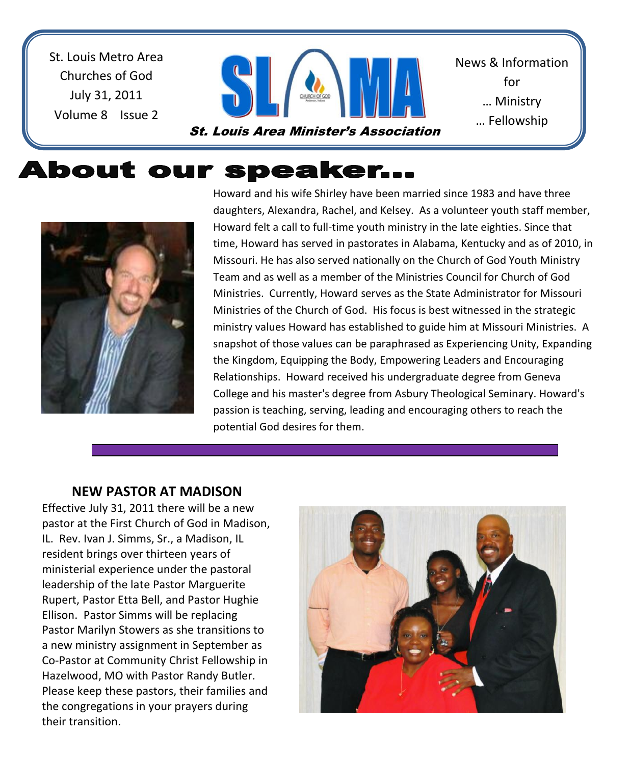St. Louis Metro Area
Churches of God
July 31, 2011
Volume 8 Issue 2

# SLAMA

*St. Louis Area Minister's Association*

News & Information
for
… Ministry
… Fellowship

# About our speaker…

Howard and his wife Shirley have been married since 1983 and have three daughters, Alexandra, Rachel, and Kelsey. As a volunteer youth staff member, Howard felt a call to full-time youth ministry in the late eighties. Since that time, Howard has served in pastorates in Alabama, Kentucky and as of 2010, in Missouri. He has also served nationally on the Church of God Youth Ministry Team and as well as a member of the Ministries Council for Church of God Ministries. Currently, Howard serves as the State Administrator for Missouri Ministries of the Church of God. His focus is best witnessed in the strategic ministry values Howard has established to guide him at Missouri Ministries. A snapshot of those values can be paraphrased as Experiencing Unity, Expanding the Kingdom, Equipping the Body, Empowering Leaders and Encouraging Relationships. Howard received his undergraduate degree from Geneva College and his master's degree from Asbury Theological Seminary. Howard's passion is teaching, serving, leading and encouraging others to reach the potential God desires for them.

## NEW PASTOR AT MADISON

Effective July 31, 2011 there will be a new pastor at the First Church of God in Madison, IL. Rev. Ivan J. Simms, Sr., a Madison, IL resident brings over thirteen years of ministerial experience under the pastoral leadership of the late Pastor Marguerite Rupert, Pastor Etta Bell, and Pastor Hughie Ellison. Pastor Simms will be replacing Pastor Marilyn Stowers as she transitions to a new ministry assignment in September as Co-Pastor at Community Christ Fellowship in Hazelwood, MO with Pastor Randy Butler. Please keep these pastors, their families and the congregations in your prayers during their transition.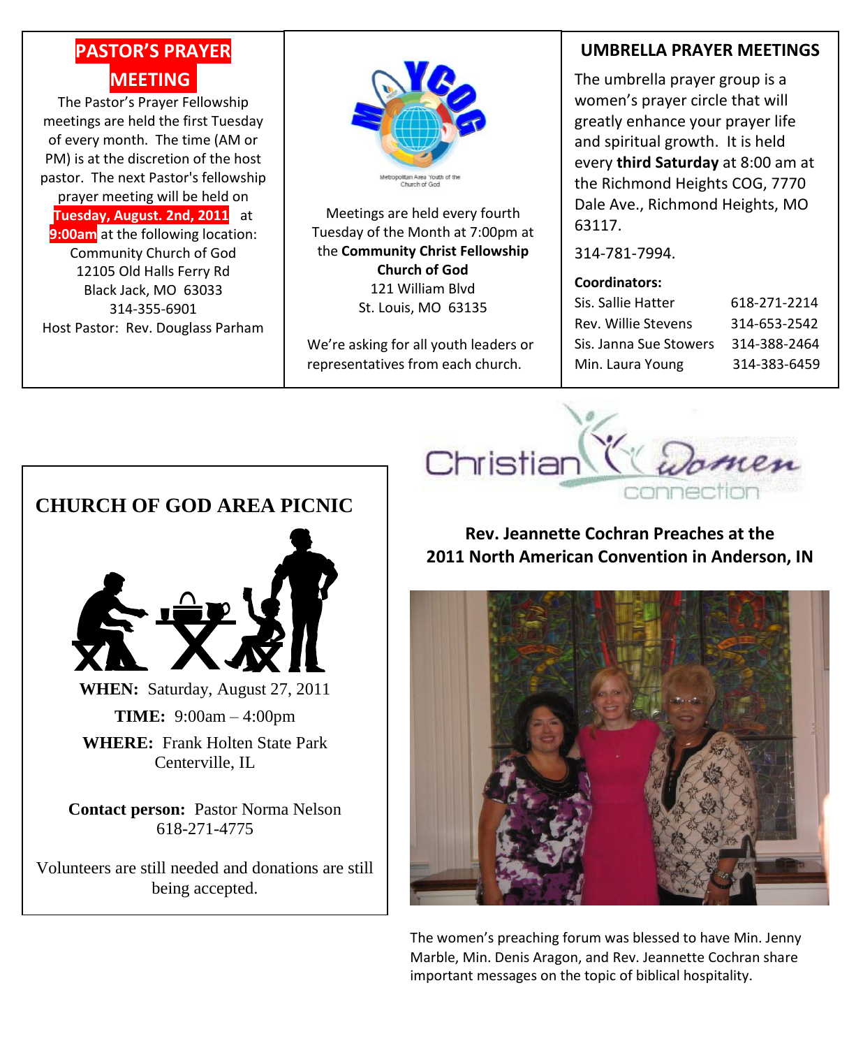## PASTOR'S PRAYER MEETING

The Pastor's Prayer Fellowship meetings are held the first Tuesday of every month. The time (AM or PM) is at the discretion of the host pastor. The next Pastor's fellowship prayer meeting will be held on **Tuesday, August. 2nd, 2011** at **9:00am** at the following location:

Community Church of God
12105 Old Halls Ferry Rd
Black Jack, MO 63033
314-355-6901
Host Pastor: Rev. Douglass Parham

MYCOG

Metropolitan Area Youth of the Church of God

Meetings are held every fourth Tuesday of the Month at 7:00pm at the **Community Christ Fellowship Church of God**
121 William Blvd
St. Louis, MO 63135

We're asking for all youth leaders or representatives from each church.

## UMBRELLA PRAYER MEETINGS

The umbrella prayer group is a women's prayer circle that will greatly enhance your prayer life and spiritual growth. It is held every **third Saturday** at 8:00 am at the Richmond Heights COG, 7770 Dale Ave., Richmond Heights, MO 63117.

314-781-7994.

**Coordinators:**

| | |
|---|---|
| Sis. Sallie Hatter | 618-271-2214 |
| Rev. Willie Stevens | 314-653-2542 |
| Sis. Janna Sue Stowers | 314-388-2464 |
| Min. Laura Young | 314-383-6459 |

## CHURCH OF GOD AREA PICNIC

**WHEN:** Saturday, August 27, 2011

**TIME:** 9:00am – 4:00pm

**WHERE:** Frank Holten State Park
Centerville, IL

**Contact person:** Pastor Norma Nelson
618-271-4775

Volunteers are still needed and donations are still being accepted.

Christian Women connection

### Rev. Jeannette Cochran Preaches at the 2011 North American Convention in Anderson, IN

The women's preaching forum was blessed to have Min. Jenny Marble, Min. Denis Aragon, and Rev. Jeannette Cochran share important messages on the topic of biblical hospitality.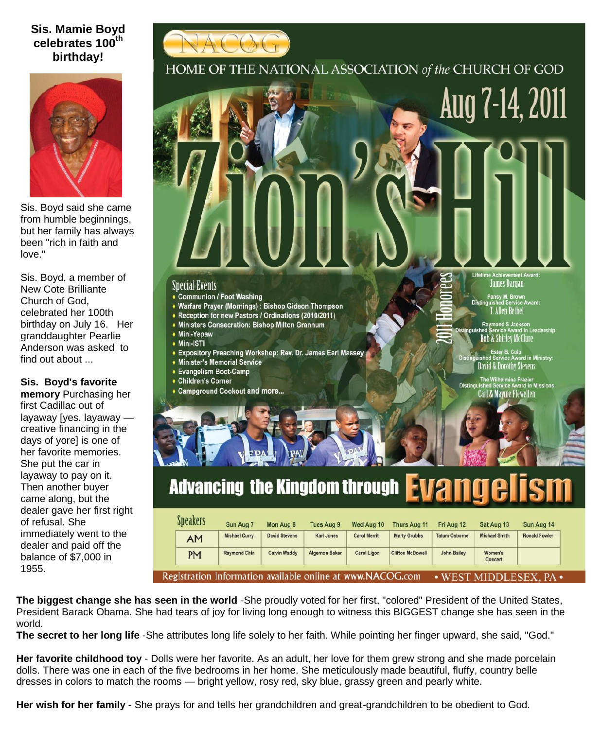## Sis. Mamie Boyd celebrates 100th birthday!

Sis. Boyd said she came from humble beginnings, but her family has always been "rich in faith and love."

Sis. Boyd, a member of New Cote Brilliante Church of God, celebrated her 100th birthday on July 16. Her granddaughter Pearlie Anderson was asked to find out about ...

**Sis. Boyd's favorite memory** Purchasing her first Cadillac out of layaway [yes, layaway — creative financing in the days of yore] is one of her favorite memories. She put the car in layaway to pay on it. Then another buyer came along, but the dealer gave her first right of refusal. She immediately went to the dealer and paid off the balance of $7,000 in 1955.

NACOG

HOME OF THE NATIONAL ASSOCIATION *of the* CHURCH OF GOD

# Zion's Hill

Aug 7-14, 2011

**Special Events**

- Communion / Foot Washing
- Warfare Prayer (Mornings) : Bishop Gideon Thompson
- Reception for new Pastors / Ordinations (2010/2011)
- Ministers Consecration: Bishop Milton Grannum
- Mini-Yepaw
- Mini-ISTI
- Expository Preaching Workshop: Rev. Dr. James Earl Massey
- Minister's Memorial Service
- Evangelism Boot-Camp
- Children's Corner
- Campground Cookout and more...

**2011 Honorees**

Lifetime Achievement Award: James Dargan

Pansy M. Brown Distinguished Service Award: T. Allen Bethel

Raymond S Jackson Distinguished Service Award in Leadership: Bob & Shirley McClure

Ester B. Culp Distinguished Service Award in Ministry: David & Dorothy Stevens

The Wilhelmina Frazier Distinguished Service Award in Missions: Carl & Mayme Flewellen

## Advancing the Kingdom through Evangelism

| Speakers | Sun Aug 7 | Mon Aug 8 | Tues Aug 9 | Wed Aug 10 | Thurs Aug 11 | Fri Aug 12 | Sat Aug 13 | Sun Aug 14 |
|---|---|---|---|---|---|---|---|---|
| AM | Michael Curry | David Stevens | Karl Jones | Carol Merrit | Marty Grubbs | Tatum Osborne | Michael Smith | Ronald Fowler |
| PM | Raymond Chin | Calvin Waddy | Algernon Baker | Carol Ligon | Clifton McDowell | John Bailey | Women's Concert | |

Registration information available online at www.NACOG.com • WEST MIDDLESEX, PA •

**The biggest change she has seen in the world** -She proudly voted for her first, "colored" President of the United States, President Barack Obama. She had tears of joy for living long enough to witness this BIGGEST change she has seen in the world.

**The secret to her long life** -She attributes long life solely to her faith. While pointing her finger upward, she said, "God."

**Her favorite childhood toy** - Dolls were her favorite. As an adult, her love for them grew strong and she made porcelain dolls. There was one in each of the five bedrooms in her home. She meticulously made beautiful, fluffy, country belle dresses in colors to match the rooms — bright yellow, rosy red, sky blue, grassy green and pearly white.

**Her wish for her family -** She prays for and tells her grandchildren and great-grandchildren to be obedient to God.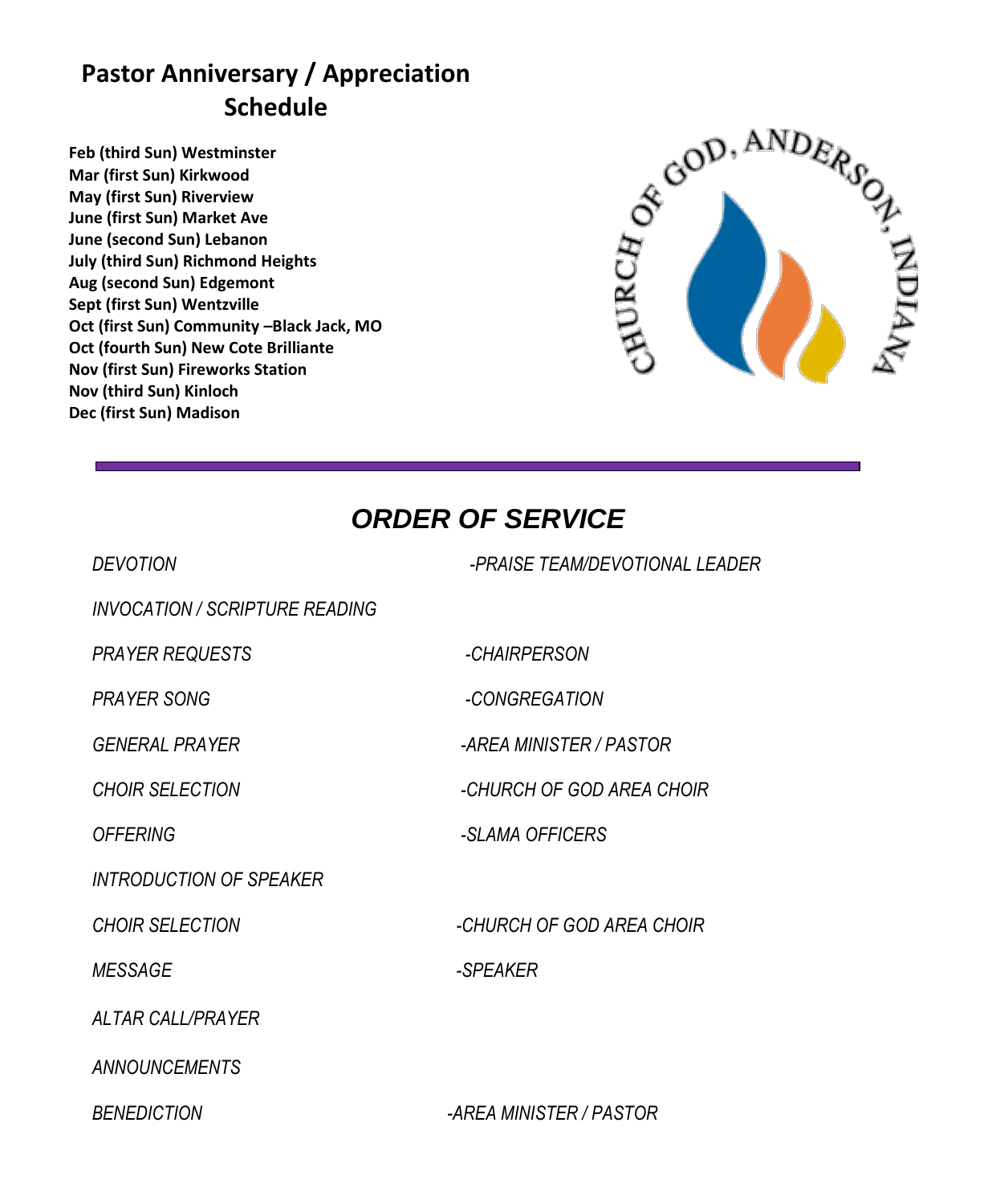## Pastor Anniversary / Appreciation Schedule

**Feb (third Sun) Westminster**
**Mar (first Sun) Kirkwood**
**May (first Sun) Riverview**
**June (first Sun) Market Ave**
**June (second Sun) Lebanon**
**July (third Sun) Richmond Heights**
**Aug (second Sun) Edgemont**
**Sept (first Sun) Wentzville**
**Oct (first Sun) Community –Black Jack, MO**
**Oct (fourth Sun) New Cote Brilliante**
**Nov (first Sun) Fireworks Station**
**Nov (third Sun) Kinloch**
**Dec (first Sun) Madison**

CHURCH OF GOD, ANDERSON, INDIANA

---

## *ORDER OF SERVICE*

| | |
|---|---|
| *DEVOTION* | *-PRAISE TEAM/DEVOTIONAL LEADER* |
| *INVOCATION / SCRIPTURE READING* | |
| *PRAYER REQUESTS* | *-CHAIRPERSON* |
| *PRAYER SONG* | *-CONGREGATION* |
| *GENERAL PRAYER* | *-AREA MINISTER / PASTOR* |
| *CHOIR SELECTION* | *-CHURCH OF GOD AREA CHOIR* |
| *OFFERING* | *-SLAMA OFFICERS* |
| *INTRODUCTION OF SPEAKER* | |
| *CHOIR SELECTION* | *-CHURCH OF GOD AREA CHOIR* |
| *MESSAGE* | *-SPEAKER* |
| *ALTAR CALL/PRAYER* | |
| *ANNOUNCEMENTS* | |
| *BENEDICTION* | *-AREA MINISTER / PASTOR* |